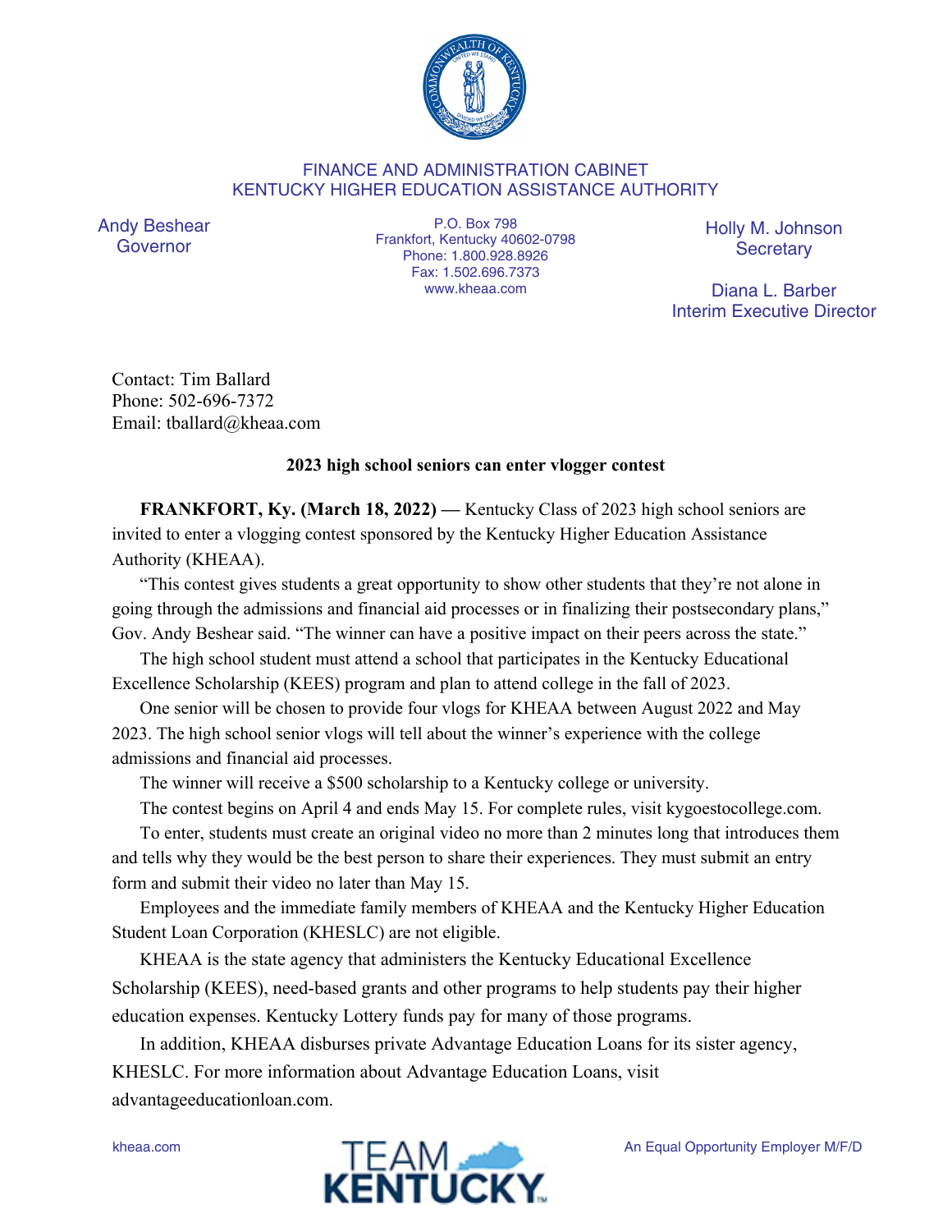FINANCE AND ADMINISTRATION CABINET
KENTUCKY HIGHER EDUCATION ASSISTANCE AUTHORITY

Andy Beshear
Governor

P.O. Box 798
Frankfort, Kentucky 40602-0798
Phone: 1.800.928.8926
Fax: 1.502.696.7373
www.kheaa.com

Holly M. Johnson
Secretary

Diana L. Barber
Interim Executive Director

Contact: Tim Ballard
Phone: 502-696-7372
Email: tballard@kheaa.com

**2023 high school seniors can enter vlogger contest**

**FRANKFORT, Ky. (March 18, 2022) —** Kentucky Class of 2023 high school seniors are invited to enter a vlogging contest sponsored by the Kentucky Higher Education Assistance Authority (KHEAA).

"This contest gives students a great opportunity to show other students that they're not alone in going through the admissions and financial aid processes or in finalizing their postsecondary plans," Gov. Andy Beshear said. "The winner can have a positive impact on their peers across the state."

The high school student must attend a school that participates in the Kentucky Educational Excellence Scholarship (KEES) program and plan to attend college in the fall of 2023.

One senior will be chosen to provide four vlogs for KHEAA between August 2022 and May 2023. The high school senior vlogs will tell about the winner's experience with the college admissions and financial aid processes.

The winner will receive a $500 scholarship to a Kentucky college or university.

The contest begins on April 4 and ends May 15. For complete rules, visit kygoestocollege.com.

To enter, students must create an original video no more than 2 minutes long that introduces them and tells why they would be the best person to share their experiences. They must submit an entry form and submit their video no later than May 15.

Employees and the immediate family members of KHEAA and the Kentucky Higher Education Student Loan Corporation (KHESLC) are not eligible.

KHEAA is the state agency that administers the Kentucky Educational Excellence Scholarship (KEES), need-based grants and other programs to help students pay their higher education expenses. Kentucky Lottery funds pay for many of those programs.

In addition, KHEAA disburses private Advantage Education Loans for its sister agency, KHESLC. For more information about Advantage Education Loans, visit advantageeducationloan.com.

kheaa.com

TEAM KENTUCKY

An Equal Opportunity Employer M/F/D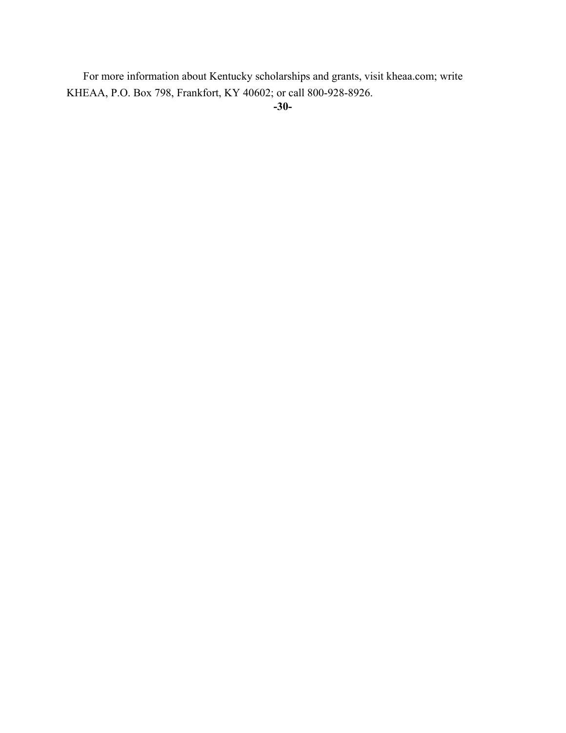For more information about Kentucky scholarships and grants, visit kheaa.com; write KHEAA, P.O. Box 798, Frankfort, KY 40602; or call 800-928-8926.

**-30-**